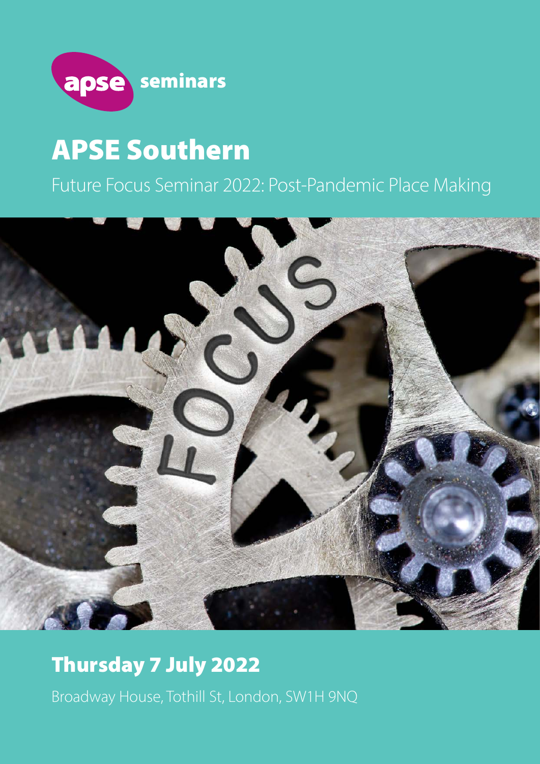apse seminars

# APSE Southern

Future Focus Seminar 2022: Post-Pandemic Place Making

## Thursday 7 July 2022

Broadway House, Tothill St, London, SW1H 9NQ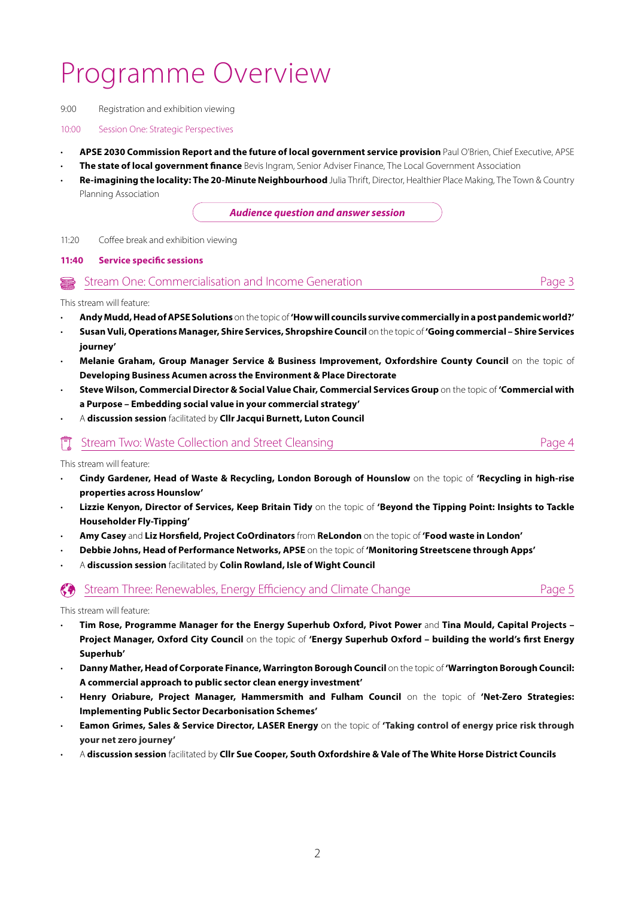# Programme Overview

9:00 Registration and exhibition viewing

10:00 Session One: Strategic Perspectives

- **APSE 2030 Commission Report and the future of local government service provision** Paul O'Brien, Chief Executive, APSE
- **The state of local government finance** Bevis Ingram, Senior Adviser Finance, The Local Government Association
- **Re-imagining the locality: The 20-Minute Neighbourhood** Julia Thrift, Director, Healthier Place Making, The Town & Country Planning Association

***Audience question and answer session***

11:20 Coffee break and exhibition viewing

**11:40 Service specific sessions**

## Stream One: Commercialisation and Income Generation — Page 3

This stream will feature:

- **Andy Mudd, Head of APSE Solutions** on the topic of **'How will councils survive commercially in a post pandemic world?'**
- **Susan Vuli, Operations Manager, Shire Services, Shropshire Council** on the topic of **'Going commercial – Shire Services journey'**
- **Melanie Graham, Group Manager Service & Business Improvement, Oxfordshire County Council** on the topic of **Developing Business Acumen across the Environment & Place Directorate**
- **Steve Wilson, Commercial Director & Social Value Chair, Commercial Services Group** on the topic of **'Commercial with a Purpose – Embedding social value in your commercial strategy'**
- A **discussion session** facilitated by **Cllr Jacqui Burnett, Luton Council**

## Stream Two: Waste Collection and Street Cleansing — Page 4

This stream will feature:

- **Cindy Gardener, Head of Waste & Recycling, London Borough of Hounslow** on the topic of **'Recycling in high-rise properties across Hounslow'**
- **Lizzie Kenyon, Director of Services, Keep Britain Tidy** on the topic of **'Beyond the Tipping Point: Insights to Tackle Householder Fly-Tipping'**
- **Amy Casey** and **Liz Horsfield, Project CoOrdinators** from **ReLondon** on the topic of **'Food waste in London'**
- **Debbie Johns, Head of Performance Networks, APSE** on the topic of **'Monitoring Streetscene through Apps'**
- A **discussion session** facilitated by **Colin Rowland, Isle of Wight Council**

## Stream Three: Renewables, Energy Efficiency and Climate Change — Page 5

This stream will feature:

- **Tim Rose, Programme Manager for the Energy Superhub Oxford, Pivot Power** and **Tina Mould, Capital Projects – Project Manager, Oxford City Council** on the topic of **'Energy Superhub Oxford – building the world's first Energy Superhub'**
- **Danny Mather, Head of Corporate Finance, Warrington Borough Council** on the topic of **'Warrington Borough Council: A commercial approach to public sector clean energy investment'**
- **Henry Oriabure, Project Manager, Hammersmith and Fulham Council** on the topic of **'Net-Zero Strategies: Implementing Public Sector Decarbonisation Schemes'**
- **Eamon Grimes, Sales & Service Director, LASER Energy** on the topic of **'Taking control of energy price risk through your net zero journey'**
- A **discussion session** facilitated by **Cllr Sue Cooper, South Oxfordshire & Vale of The White Horse District Councils**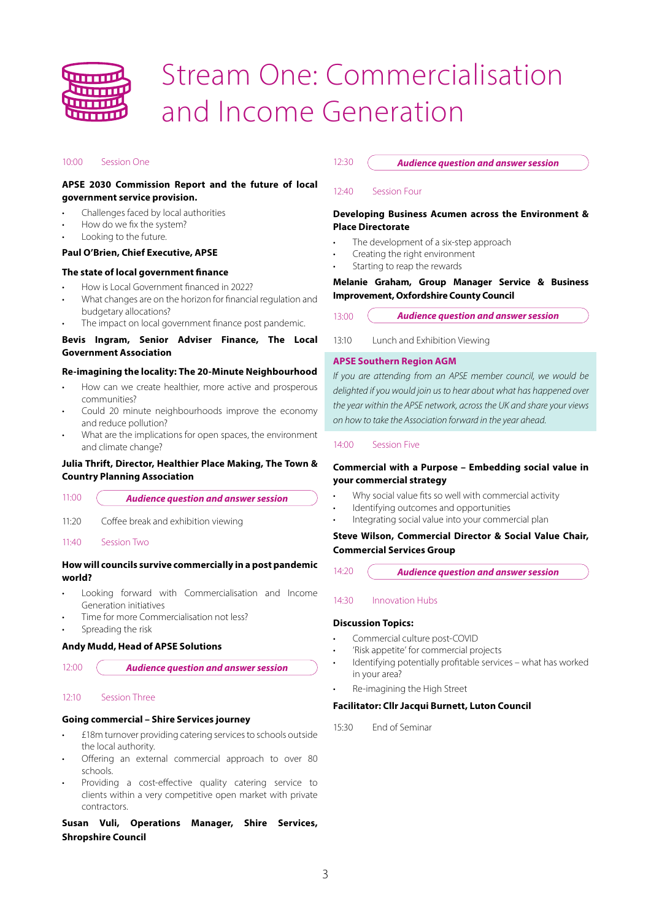# Stream One: Commercialisation and Income Generation

10:00 Session One

**APSE 2030 Commission Report and the future of local government service provision.**

- Challenges faced by local authorities
- How do we fix the system?
- Looking to the future.

**Paul O'Brien, Chief Executive, APSE**

**The state of local government finance**

- How is Local Government financed in 2022?
- What changes are on the horizon for financial regulation and budgetary allocations?
- The impact on local government finance post pandemic.

**Bevis Ingram, Senior Adviser Finance, The Local Government Association**

**Re-imagining the locality: The 20-Minute Neighbourhood**

- How can we create healthier, more active and prosperous communities?
- Could 20 minute neighbourhoods improve the economy and reduce pollution?
- What are the implications for open spaces, the environment and climate change?

**Julia Thrift, Director, Healthier Place Making, The Town & Country Planning Association**

11:00 ***Audience question and answer session***

11:20 Coffee break and exhibition viewing

11:40 Session Two

**How will councils survive commercially in a post pandemic world?**

- Looking forward with Commercialisation and Income Generation initiatives
- Time for more Commercialisation not less?
- Spreading the risk

**Andy Mudd, Head of APSE Solutions**

12:00 ***Audience question and answer session***

12:10 Session Three

**Going commercial – Shire Services journey**

- £18m turnover providing catering services to schools outside the local authority.
- Offering an external commercial approach to over 80 schools.
- Providing a cost-effective quality catering service to clients within a very competitive open market with private contractors.

**Susan Vuli, Operations Manager, Shire Services, Shropshire Council**

12:30 ***Audience question and answer session***

12:40 Session Four

**Developing Business Acumen across the Environment & Place Directorate**

- The development of a six-step approach
- Creating the right environment
- Starting to reap the rewards

**Melanie Graham, Group Manager Service & Business Improvement, Oxfordshire County Council**

13:00 ***Audience question and answer session***

13:10 Lunch and Exhibition Viewing

**APSE Southern Region AGM**

*If you are attending from an APSE member council, we would be delighted if you would join us to hear about what has happened over the year within the APSE network, across the UK and share your views on how to take the Association forward in the year ahead.*

14:00 Session Five

**Commercial with a Purpose – Embedding social value in your commercial strategy**

- Why social value fits so well with commercial activity
- Identifying outcomes and opportunities
- Integrating social value into your commercial plan

**Steve Wilson, Commercial Director & Social Value Chair, Commercial Services Group**

14:20 ***Audience question and answer session***

14:30 Innovation Hubs

**Discussion Topics:**

- Commercial culture post-COVID
- 'Risk appetite' for commercial projects
- Identifying potentially profitable services – what has worked in your area?
- Re-imagining the High Street

**Facilitator: Cllr Jacqui Burnett, Luton Council**

15:30 End of Seminar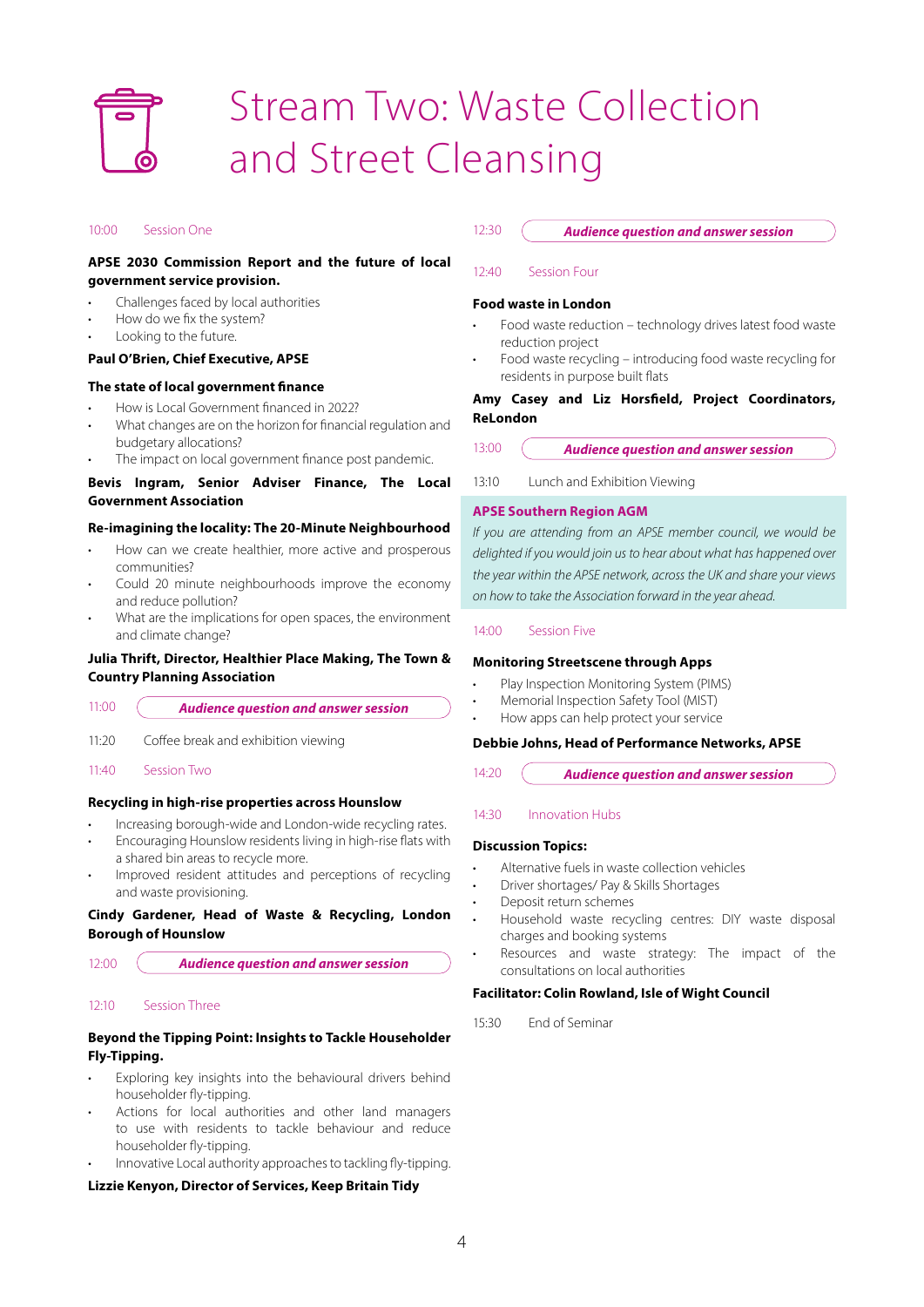# Stream Two: Waste Collection and Street Cleansing

10:00 Session One

**APSE 2030 Commission Report and the future of local government service provision.**

- Challenges faced by local authorities
- How do we fix the system?
- Looking to the future.

**Paul O'Brien, Chief Executive, APSE**

**The state of local government finance**

- How is Local Government financed in 2022?
- What changes are on the horizon for financial regulation and budgetary allocations?
- The impact on local government finance post pandemic.

**Bevis Ingram, Senior Adviser Finance, The Local Government Association**

**Re-imagining the locality: The 20-Minute Neighbourhood**

- How can we create healthier, more active and prosperous communities?
- Could 20 minute neighbourhoods improve the economy and reduce pollution?
- What are the implications for open spaces, the environment and climate change?

**Julia Thrift, Director, Healthier Place Making, The Town & Country Planning Association**

11:00 ***Audience question and answer session***

11:20 Coffee break and exhibition viewing

11:40 Session Two

**Recycling in high-rise properties across Hounslow**

- Increasing borough-wide and London-wide recycling rates.
- Encouraging Hounslow residents living in high-rise flats with a shared bin areas to recycle more.
- Improved resident attitudes and perceptions of recycling and waste provisioning.

**Cindy Gardener, Head of Waste & Recycling, London Borough of Hounslow**

12:00 ***Audience question and answer session***

12:10 Session Three

**Beyond the Tipping Point: Insights to Tackle Householder Fly-Tipping.**

- Exploring key insights into the behavioural drivers behind householder fly-tipping.
- Actions for local authorities and other land managers to use with residents to tackle behaviour and reduce householder fly-tipping.
- Innovative Local authority approaches to tackling fly-tipping.

**Lizzie Kenyon, Director of Services, Keep Britain Tidy**

12:30 ***Audience question and answer session***

12:40 Session Four

**Food waste in London**

- Food waste reduction – technology drives latest food waste reduction project
- Food waste recycling – introducing food waste recycling for residents in purpose built flats

**Amy Casey and Liz Horsfield, Project Coordinators, ReLondon**

13:00 ***Audience question and answer session***

13:10 Lunch and Exhibition Viewing

**APSE Southern Region AGM**

*If you are attending from an APSE member council, we would be delighted if you would join us to hear about what has happened over the year within the APSE network, across the UK and share your views on how to take the Association forward in the year ahead.*

14:00 Session Five

**Monitoring Streetscene through Apps**

- Play Inspection Monitoring System (PIMS)
- Memorial Inspection Safety Tool (MIST)
- How apps can help protect your service

**Debbie Johns, Head of Performance Networks, APSE**

14:20 ***Audience question and answer session***

14:30 Innovation Hubs

**Discussion Topics:**

- Alternative fuels in waste collection vehicles
- Driver shortages/ Pay & Skills Shortages
- Deposit return schemes
- Household waste recycling centres: DIY waste disposal charges and booking systems
- Resources and waste strategy: The impact of the consultations on local authorities

**Facilitator: Colin Rowland, Isle of Wight Council**

15:30 End of Seminar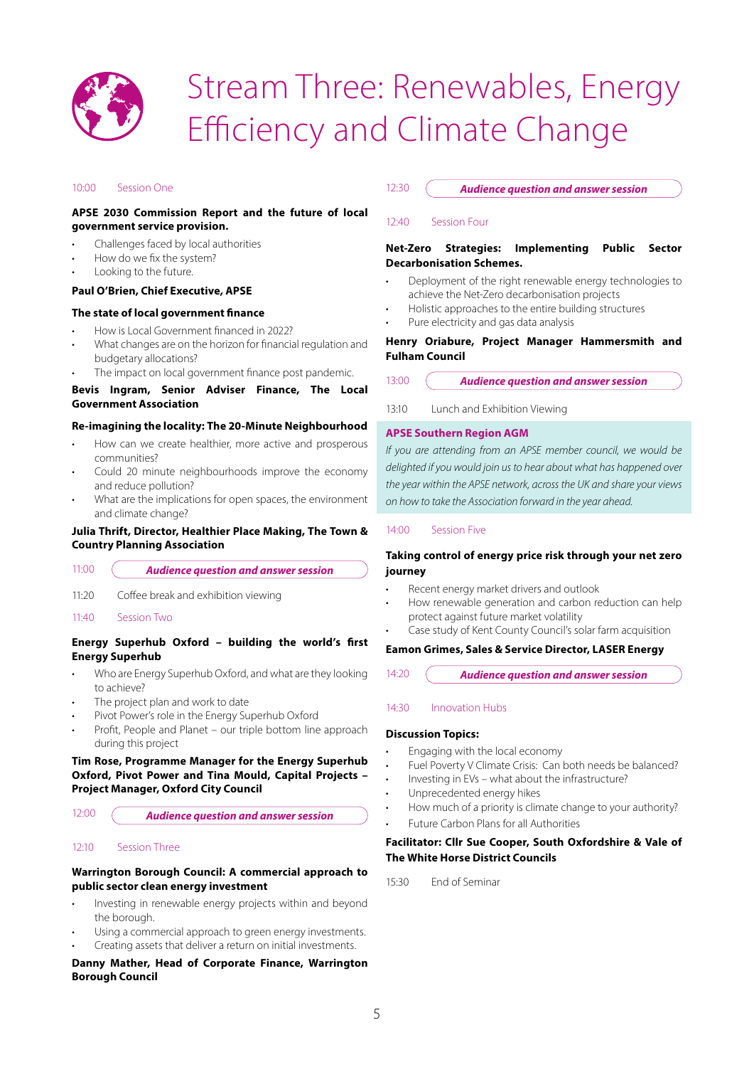# Stream Three: Renewables, Energy Efficiency and Climate Change

10:00 Session One

**APSE 2030 Commission Report and the future of local government service provision.**

- Challenges faced by local authorities
- How do we fix the system?
- Looking to the future.

**Paul O'Brien, Chief Executive, APSE**

**The state of local government finance**

- How is Local Government financed in 2022?
- What changes are on the horizon for financial regulation and budgetary allocations?
- The impact on local government finance post pandemic.

**Bevis Ingram, Senior Adviser Finance, The Local Government Association**

**Re-imagining the locality: The 20-Minute Neighbourhood**

- How can we create healthier, more active and prosperous communities?
- Could 20 minute neighbourhoods improve the economy and reduce pollution?
- What are the implications for open spaces, the environment and climate change?

**Julia Thrift, Director, Healthier Place Making, The Town & Country Planning Association**

11:00 ***Audience question and answer session***

11:20 Coffee break and exhibition viewing

11:40 Session Two

**Energy Superhub Oxford – building the world's first Energy Superhub**

- Who are Energy Superhub Oxford, and what are they looking to achieve?
- The project plan and work to date
- Pivot Power's role in the Energy Superhub Oxford
- Profit, People and Planet – our triple bottom line approach during this project

**Tim Rose, Programme Manager for the Energy Superhub Oxford, Pivot Power and Tina Mould, Capital Projects – Project Manager, Oxford City Council**

12:00 ***Audience question and answer session***

12:10 Session Three

**Warrington Borough Council: A commercial approach to public sector clean energy investment**

- Investing in renewable energy projects within and beyond the borough.
- Using a commercial approach to green energy investments.
- Creating assets that deliver a return on initial investments.

**Danny Mather, Head of Corporate Finance, Warrington Borough Council**

12:30 ***Audience question and answer session***

12:40 Session Four

**Net-Zero Strategies: Implementing Public Sector Decarbonisation Schemes.**

- Deployment of the right renewable energy technologies to achieve the Net-Zero decarbonisation projects
- Holistic approaches to the entire building structures
- Pure electricity and gas data analysis

**Henry Oriabure, Project Manager Hammersmith and Fulham Council**

13:00 ***Audience question and answer session***

13:10 Lunch and Exhibition Viewing

**APSE Southern Region AGM**

*If you are attending from an APSE member council, we would be delighted if you would join us to hear about what has happened over the year within the APSE network, across the UK and share your views on how to take the Association forward in the year ahead.*

14:00 Session Five

**Taking control of energy price risk through your net zero journey**

- Recent energy market drivers and outlook
- How renewable generation and carbon reduction can help protect against future market volatility
- Case study of Kent County Council's solar farm acquisition

**Eamon Grimes, Sales & Service Director, LASER Energy**

14:20 ***Audience question and answer session***

14:30 Innovation Hubs

**Discussion Topics:**

- Engaging with the local economy
- Fuel Poverty V Climate Crisis: Can both needs be balanced?
- Investing in EVs – what about the infrastructure?
- Unprecedented energy hikes
- How much of a priority is climate change to your authority?
- Future Carbon Plans for all Authorities

**Facilitator: Cllr Sue Cooper, South Oxfordshire & Vale of The White Horse District Councils**

15:30 End of Seminar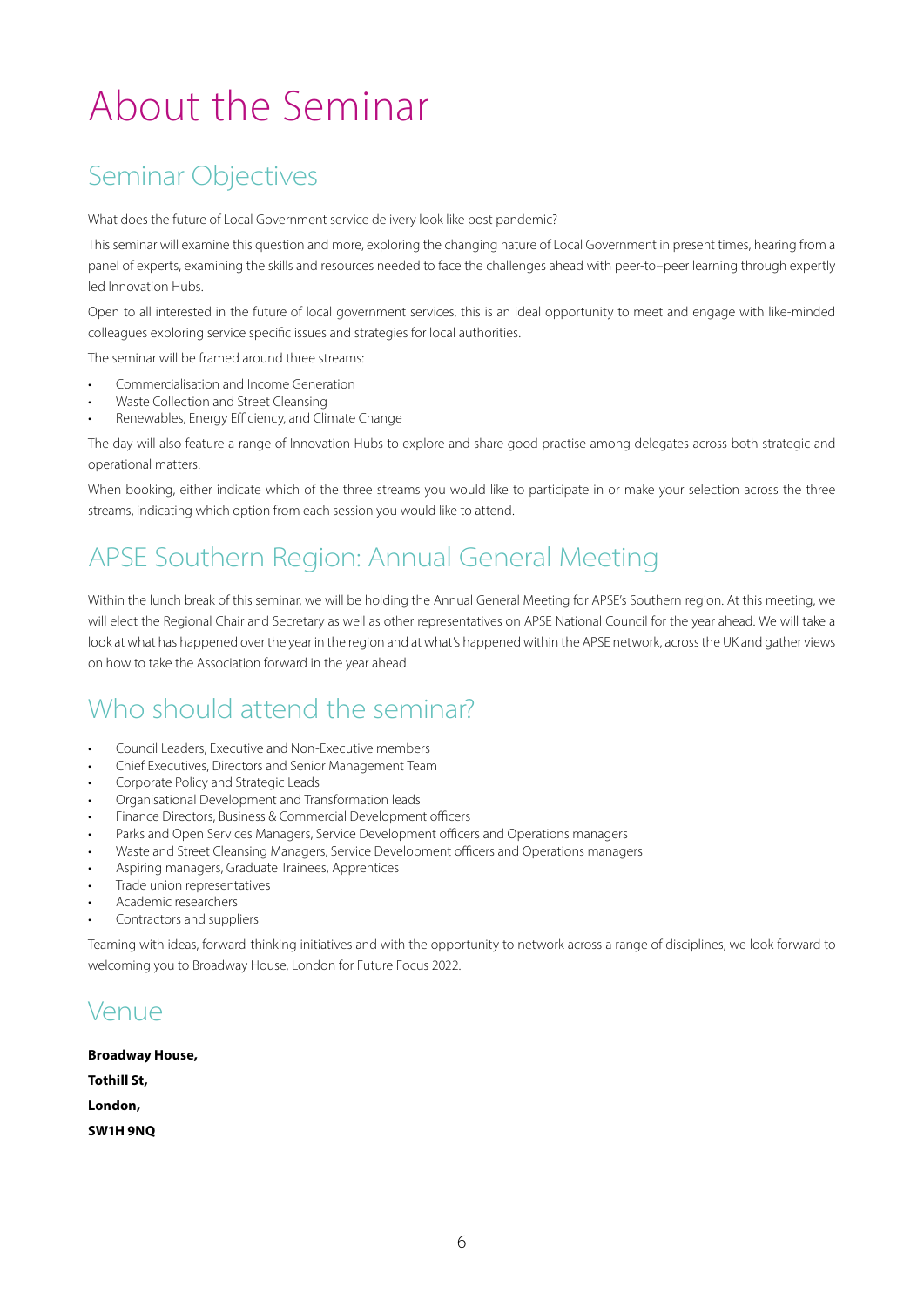# About the Seminar

## Seminar Objectives

What does the future of Local Government service delivery look like post pandemic?

This seminar will examine this question and more, exploring the changing nature of Local Government in present times, hearing from a panel of experts, examining the skills and resources needed to face the challenges ahead with peer-to–peer learning through expertly led Innovation Hubs.

Open to all interested in the future of local government services, this is an ideal opportunity to meet and engage with like-minded colleagues exploring service specific issues and strategies for local authorities.

The seminar will be framed around three streams:

- Commercialisation and Income Generation
- Waste Collection and Street Cleansing
- Renewables, Energy Efficiency, and Climate Change

The day will also feature a range of Innovation Hubs to explore and share good practise among delegates across both strategic and operational matters.

When booking, either indicate which of the three streams you would like to participate in or make your selection across the three streams, indicating which option from each session you would like to attend.

## APSE Southern Region: Annual General Meeting

Within the lunch break of this seminar, we will be holding the Annual General Meeting for APSE's Southern region. At this meeting, we will elect the Regional Chair and Secretary as well as other representatives on APSE National Council for the year ahead. We will take a look at what has happened over the year in the region and at what's happened within the APSE network, across the UK and gather views on how to take the Association forward in the year ahead.

## Who should attend the seminar?

- Council Leaders, Executive and Non-Executive members
- Chief Executives, Directors and Senior Management Team
- Corporate Policy and Strategic Leads
- Organisational Development and Transformation leads
- Finance Directors, Business & Commercial Development officers
- Parks and Open Services Managers, Service Development officers and Operations managers
- Waste and Street Cleansing Managers, Service Development officers and Operations managers
- Aspiring managers, Graduate Trainees, Apprentices
- Trade union representatives
- Academic researchers
- Contractors and suppliers

Teaming with ideas, forward-thinking initiatives and with the opportunity to network across a range of disciplines, we look forward to welcoming you to Broadway House, London for Future Focus 2022.

## Venue

**Broadway House,**

**Tothill St,**

**London,**

**SW1H 9NQ**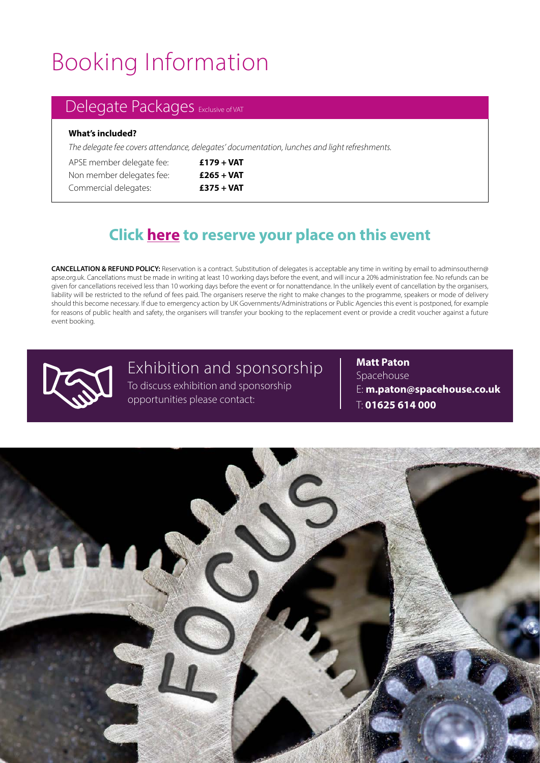# Booking Information

## Delegate Packages Exclusive of VAT

**What's included?**

*The delegate fee covers attendance, delegates' documentation, lunches and light refreshments.*

| | |
|---|---|
| APSE member delegate fee: | **£179 + VAT** |
| Non member delegates fee: | **£265 + VAT** |
| Commercial delegates: | **£375 + VAT** |

## Click here to reserve your place on this event

**CANCELLATION & REFUND POLICY:** Reservation is a contract. Substitution of delegates is acceptable any time in writing by email to adminsouthern@apse.org.uk. Cancellations must be made in writing at least 10 working days before the event, and will incur a 20% administration fee. No refunds can be given for cancellations received less than 10 working days before the event or for nonattendance. In the unlikely event of cancellation by the organisers, liability will be restricted to the refund of fees paid. The organisers reserve the right to make changes to the programme, speakers or mode of delivery should this become necessary. If due to emergency action by UK Governments/Administrations or Public Agencies this event is postponed, for example for reasons of public health and safety, the organisers will transfer your booking to the replacement event or provide a credit voucher against a future event booking.

## Exhibition and sponsorship

To discuss exhibition and sponsorship opportunities please contact:

**Matt Paton**
Spacehouse
E: **m.paton@spacehouse.co.uk**
T: **01625 614 000**